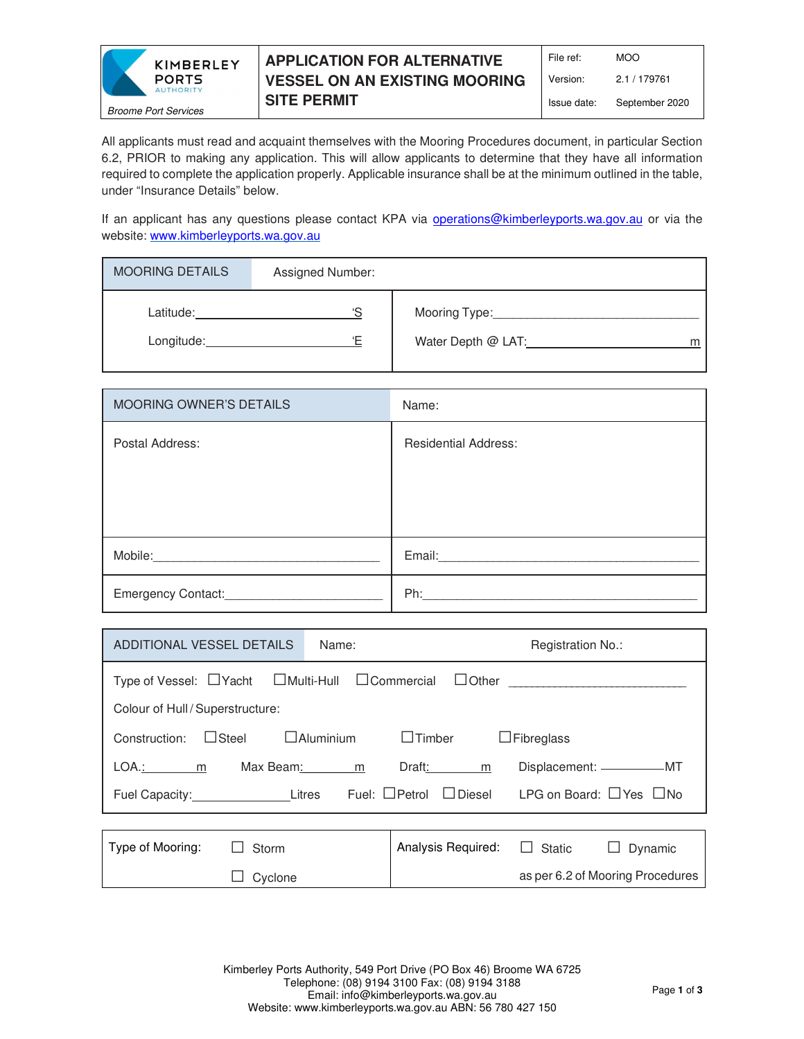| KIMBERLEY PORTS AUTHORITY *Broome Port Services* | **APPLICATION FOR ALTERNATIVE VESSEL ON AN EXISTING MOORING SITE PERMIT** | File ref: MOO Version: 2.1 / 179761 Issue date: September 2020 |
|---|---|---|

All applicants must read and acquaint themselves with the Mooring Procedures document, in particular Section 6.2, PRIOR to making any application. This will allow applicants to determine that they have all information required to complete the application properly. Applicable insurance shall be at the minimum outlined in the table, under "Insurance Details" below.

If an applicant has any questions please contact KPA via operations@kimberleyports.wa.gov.au or via the website: www.kimberleyports.wa.gov.au

| MOORING DETAILS | Assigned Number: |
|---|---|
| Latitude:\_\_\_\_\_\_\_\_\_\_\_\_\_\_\_\_\_\_\_\_'S | Mooring Type:\_\_\_\_\_\_\_\_\_\_\_\_\_\_\_\_\_\_\_\_ |
| Longitude:\_\_\_\_\_\_\_\_\_\_\_\_\_\_\_\_\_\_\_\_'E | Water Depth @ LAT:\_\_\_\_\_\_\_\_\_\_\_\_\_\_\_\_\_\_\_\_m |

| MOORING OWNER'S DETAILS | Name: |
|---|---|
| Postal Address: | Residential Address: |
| Mobile:\_\_\_\_\_\_\_\_\_\_\_\_\_\_\_\_\_\_\_\_ | Email:\_\_\_\_\_\_\_\_\_\_\_\_\_\_\_\_\_\_\_\_ |
| Emergency Contact:\_\_\_\_\_\_\_\_\_\_\_\_\_\_\_\_\_\_\_\_ | Ph:\_\_\_\_\_\_\_\_\_\_\_\_\_\_\_\_\_\_\_\_ |

| ADDITIONAL VESSEL DETAILS | Name: | Registration No.: |
|---|---|---|

Type of Vessel: ☐Yacht ☐Multi-Hull ☐Commercial ☐Other \_\_\_\_\_\_\_\_\_\_\_\_\_\_\_\_\_\_\_\_

Colour of Hull / Superstructure:

Construction: ☐Steel ☐Aluminium ☐Timber ☐Fibreglass

LOA.:\_\_\_\_\_\_\_\_m Max Beam:\_\_\_\_\_\_\_\_m Draft:\_\_\_\_\_\_\_\_m Displacement: \_\_\_\_\_\_\_\_MT

Fuel Capacity:\_\_\_\_\_\_\_\_\_\_\_\_Litres Fuel: ☐Petrol ☐Diesel LPG on Board: ☐Yes ☐No

| Type of Mooring: ☐ Storm ☐ Cyclone | Analysis Required: ☐ Static ☐ Dynamic as per 6.2 of Mooring Procedures |
|---|---|

Kimberley Ports Authority, 549 Port Drive (PO Box 46) Broome WA 6725
Telephone: (08) 9194 3100 Fax: (08) 9194 3188
Email: info@kimberleyports.wa.gov.au
Website: www.kimberleyports.wa.gov.au ABN: 56 780 427 150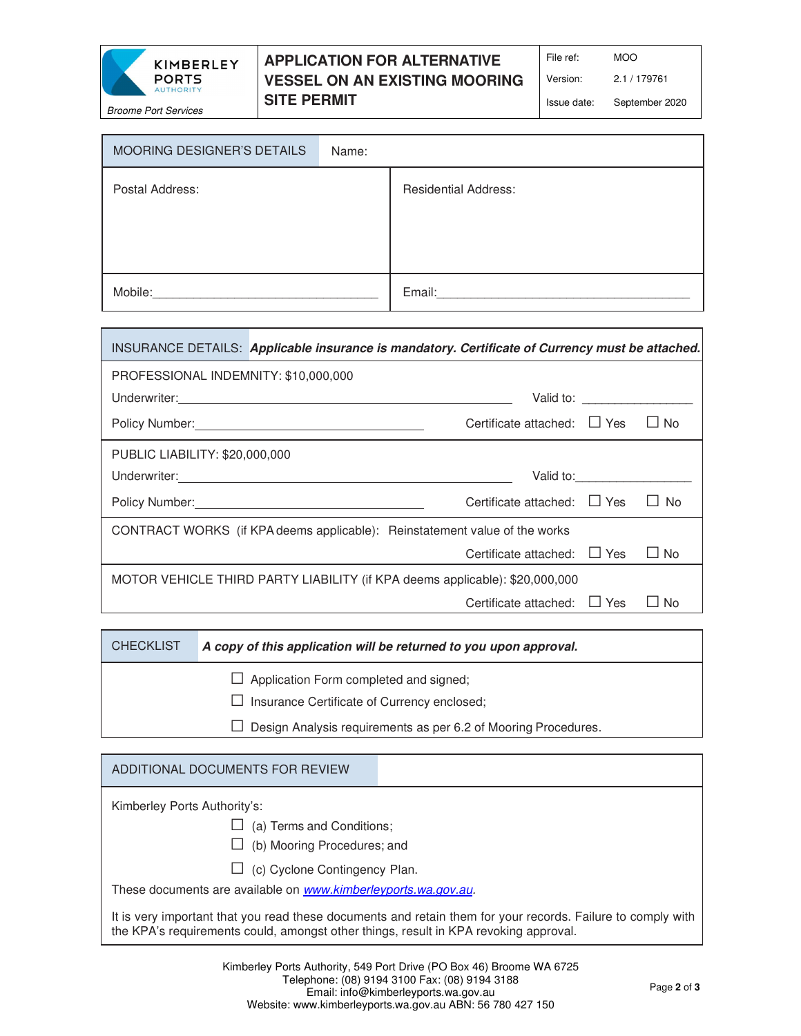**KIMBERLEY PORTS AUTHORITY**
*Broome Port Services*

# APPLICATION FOR ALTERNATIVE VESSEL ON AN EXISTING MOORING SITE PERMIT

| | |
|---|---|
| File ref: | MOO |
| Version: | 2.1 / 179761 |
| Issue date: | September 2020 |

## MOORING DESIGNER'S DETAILS

Name:

| Postal Address: | Residential Address: |
|---|---|
| Mobile:________________________________ | Email:____________________________________ |

## INSURANCE DETAILS: ***Applicable insurance is mandatory. Certificate of Currency must be attached.***

PROFESSIONAL INDEMNITY: $10,000,000

Underwriter:____________________________________________ Valid to: ________________

Policy Number:______________________________ Certificate attached: ☐ Yes ☐ No

PUBLIC LIABILITY: $20,000,000

Underwriter:____________________________________________ Valid to:________________

Policy Number:______________________________ Certificate attached: ☐ Yes ☐ No

CONTRACT WORKS (if KPA deems applicable): Reinstatement value of the works

Certificate attached: ☐ Yes ☐ No

MOTOR VEHICLE THIRD PARTY LIABILITY (if KPA deems applicable): $20,000,000

Certificate attached: ☐ Yes ☐ No

## CHECKLIST ***A copy of this application will be returned to you upon approval.***

- ☐ Application Form completed and signed;
- ☐ Insurance Certificate of Currency enclosed;
- ☐ Design Analysis requirements as per 6.2 of Mooring Procedures.

## ADDITIONAL DOCUMENTS FOR REVIEW

Kimberley Ports Authority's:

- ☐ (a) Terms and Conditions;
- ☐ (b) Mooring Procedures; and
- ☐ (c) Cyclone Contingency Plan.

These documents are available on *www.kimberleyports.wa.gov.au*.

It is very important that you read these documents and retain them for your records. Failure to comply with the KPA's requirements could, amongst other things, result in KPA revoking approval.

Kimberley Ports Authority, 549 Port Drive (PO Box 46) Broome WA 6725
Telephone: (08) 9194 3100 Fax: (08) 9194 3188
Email: info@kimberleyports.wa.gov.au
Website: www.kimberleyports.wa.gov.au ABN: 56 780 427 150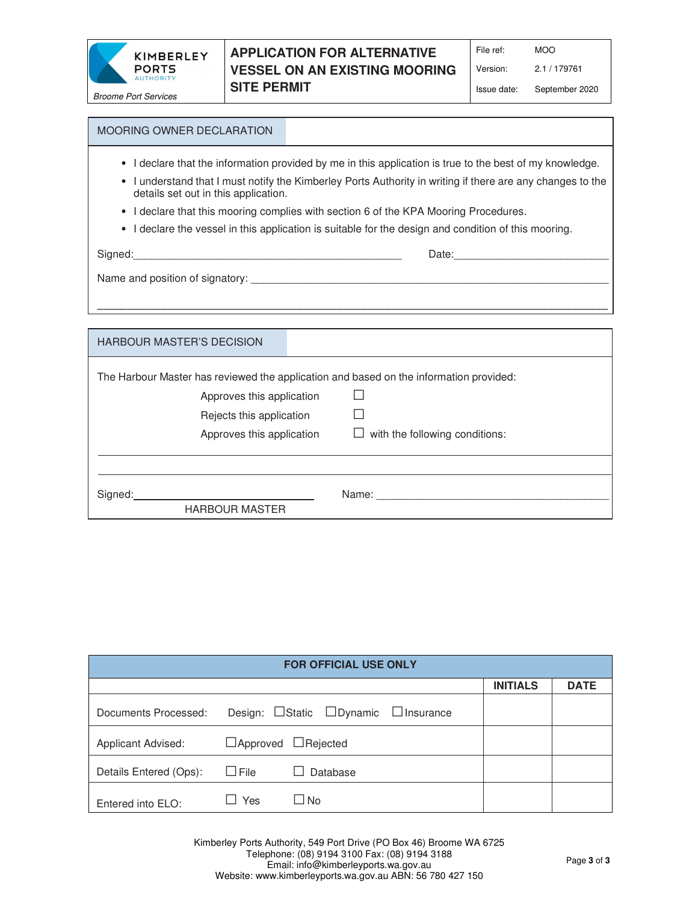| | | |
|---|---|---|
| KIMBERLEY PORTS AUTHORITY *Broome Port Services* | **APPLICATION FOR ALTERNATIVE VESSEL ON AN EXISTING MOORING SITE PERMIT** | File ref: MOO<br>Version: 2.1 / 179761<br>Issue date: September 2020 |

## MOORING OWNER DECLARATION

- I declare that the information provided by me in this application is true to the best of my knowledge.
- I understand that I must notify the Kimberley Ports Authority in writing if there are any changes to the details set out in this application.
- I declare that this mooring complies with section 6 of the KPA Mooring Procedures.
- I declare the vessel in this application is suitable for the design and condition of this mooring.

Signed:_______________________________________________ Date:___________________________

Name and position of signatory: ________________________________________________________________

_____________________________________________________________________________________________

## HARBOUR MASTER'S DECISION

The Harbour Master has reviewed the application and based on the information provided:

Approves this application ☐

Rejects this application ☐

Approves this application ☐ with the following conditions:

_____________________________________________________________________________________________

_____________________________________________________________________________________________

Signed:________________________________ Name: ________________________________________

HARBOUR MASTER

| FOR OFFICIAL USE ONLY | | | |
|---|---|---|---|
| | | **INITIALS** | **DATE** |
| Documents Processed: | Design: ☐Static ☐Dynamic ☐Insurance | | |
| Applicant Advised: | ☐Approved ☐Rejected | | |
| Details Entered (Ops): | ☐File ☐ Database | | |
| Entered into ELO: | ☐ Yes ☐No | | |

Kimberley Ports Authority, 549 Port Drive (PO Box 46) Broome WA 6725
Telephone: (08) 9194 3100 Fax: (08) 9194 3188
Email: info@kimberleyports.wa.gov.au
Website: www.kimberleyports.wa.gov.au ABN: 56 780 427 150